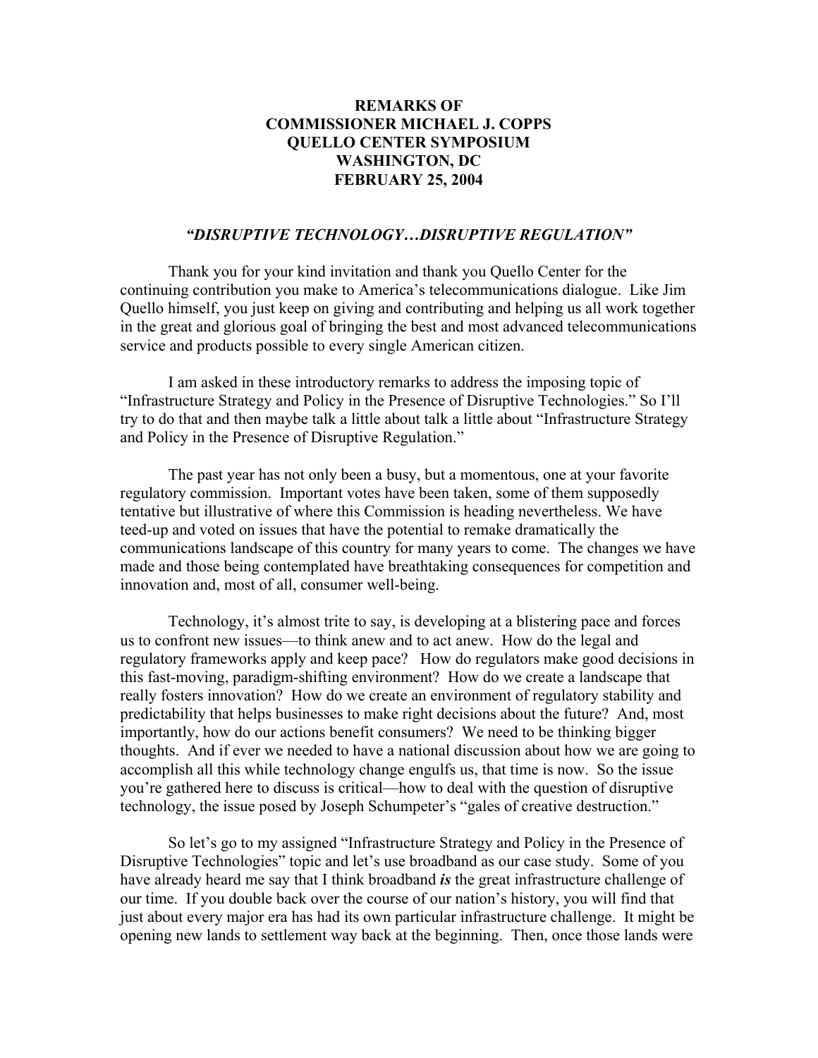**REMARKS OF**
**COMMISSIONER MICHAEL J. COPPS**
**QUELLO CENTER SYMPOSIUM**
**WASHINGTON, DC**
**FEBRUARY 25, 2004**

## *"DISRUPTIVE TECHNOLOGY…DISRUPTIVE REGULATION"*

Thank you for your kind invitation and thank you Quello Center for the continuing contribution you make to America's telecommunications dialogue. Like Jim Quello himself, you just keep on giving and contributing and helping us all work together in the great and glorious goal of bringing the best and most advanced telecommunications service and products possible to every single American citizen.

I am asked in these introductory remarks to address the imposing topic of "Infrastructure Strategy and Policy in the Presence of Disruptive Technologies." So I'll try to do that and then maybe talk a little about talk a little about "Infrastructure Strategy and Policy in the Presence of Disruptive Regulation."

The past year has not only been a busy, but a momentous, one at your favorite regulatory commission. Important votes have been taken, some of them supposedly tentative but illustrative of where this Commission is heading nevertheless. We have teed-up and voted on issues that have the potential to remake dramatically the communications landscape of this country for many years to come. The changes we have made and those being contemplated have breathtaking consequences for competition and innovation and, most of all, consumer well-being.

Technology, it's almost trite to say, is developing at a blistering pace and forces us to confront new issues—to think anew and to act anew. How do the legal and regulatory frameworks apply and keep pace? How do regulators make good decisions in this fast-moving, paradigm-shifting environment? How do we create a landscape that really fosters innovation? How do we create an environment of regulatory stability and predictability that helps businesses to make right decisions about the future? And, most importantly, how do our actions benefit consumers? We need to be thinking bigger thoughts. And if ever we needed to have a national discussion about how we are going to accomplish all this while technology change engulfs us, that time is now. So the issue you're gathered here to discuss is critical—how to deal with the question of disruptive technology, the issue posed by Joseph Schumpeter's "gales of creative destruction."

So let's go to my assigned "Infrastructure Strategy and Policy in the Presence of Disruptive Technologies" topic and let's use broadband as our case study. Some of you have already heard me say that I think broadband ***is*** the great infrastructure challenge of our time. If you double back over the course of our nation's history, you will find that just about every major era has had its own particular infrastructure challenge. It might be opening new lands to settlement way back at the beginning. Then, once those lands were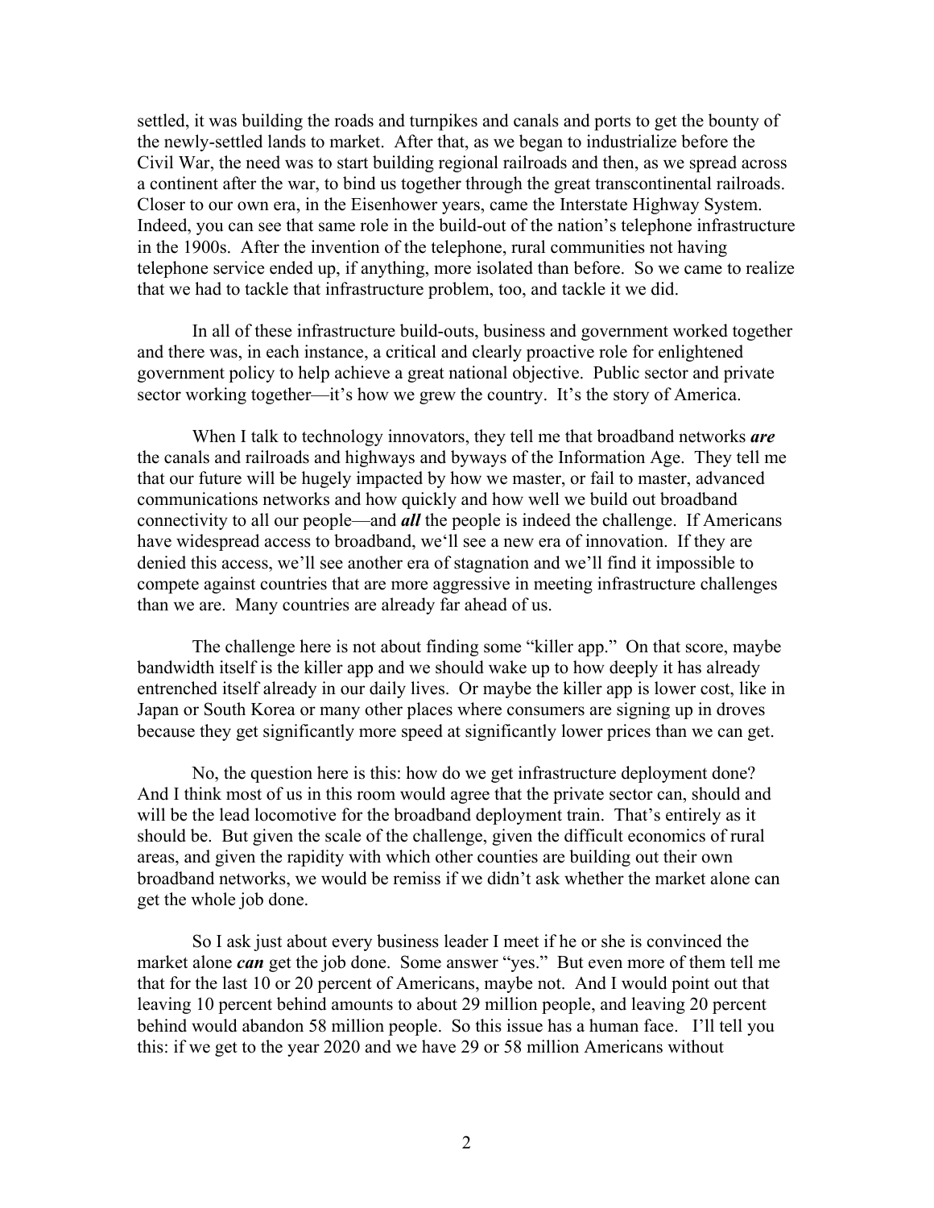settled, it was building the roads and turnpikes and canals and ports to get the bounty of the newly-settled lands to market. After that, as we began to industrialize before the Civil War, the need was to start building regional railroads and then, as we spread across a continent after the war, to bind us together through the great transcontinental railroads. Closer to our own era, in the Eisenhower years, came the Interstate Highway System. Indeed, you can see that same role in the build-out of the nation's telephone infrastructure in the 1900s. After the invention of the telephone, rural communities not having telephone service ended up, if anything, more isolated than before. So we came to realize that we had to tackle that infrastructure problem, too, and tackle it we did.

In all of these infrastructure build-outs, business and government worked together and there was, in each instance, a critical and clearly proactive role for enlightened government policy to help achieve a great national objective. Public sector and private sector working together—it's how we grew the country. It's the story of America.

When I talk to technology innovators, they tell me that broadband networks ***are*** the canals and railroads and highways and byways of the Information Age. They tell me that our future will be hugely impacted by how we master, or fail to master, advanced communications networks and how quickly and how well we build out broadband connectivity to all our people—and ***all*** the people is indeed the challenge. If Americans have widespread access to broadband, we'll see a new era of innovation. If they are denied this access, we'll see another era of stagnation and we'll find it impossible to compete against countries that are more aggressive in meeting infrastructure challenges than we are. Many countries are already far ahead of us.

The challenge here is not about finding some "killer app." On that score, maybe bandwidth itself is the killer app and we should wake up to how deeply it has already entrenched itself already in our daily lives. Or maybe the killer app is lower cost, like in Japan or South Korea or many other places where consumers are signing up in droves because they get significantly more speed at significantly lower prices than we can get.

No, the question here is this: how do we get infrastructure deployment done? And I think most of us in this room would agree that the private sector can, should and will be the lead locomotive for the broadband deployment train. That's entirely as it should be. But given the scale of the challenge, given the difficult economics of rural areas, and given the rapidity with which other counties are building out their own broadband networks, we would be remiss if we didn't ask whether the market alone can get the whole job done.

So I ask just about every business leader I meet if he or she is convinced the market alone ***can*** get the job done. Some answer "yes." But even more of them tell me that for the last 10 or 20 percent of Americans, maybe not. And I would point out that leaving 10 percent behind amounts to about 29 million people, and leaving 20 percent behind would abandon 58 million people. So this issue has a human face. I'll tell you this: if we get to the year 2020 and we have 29 or 58 million Americans without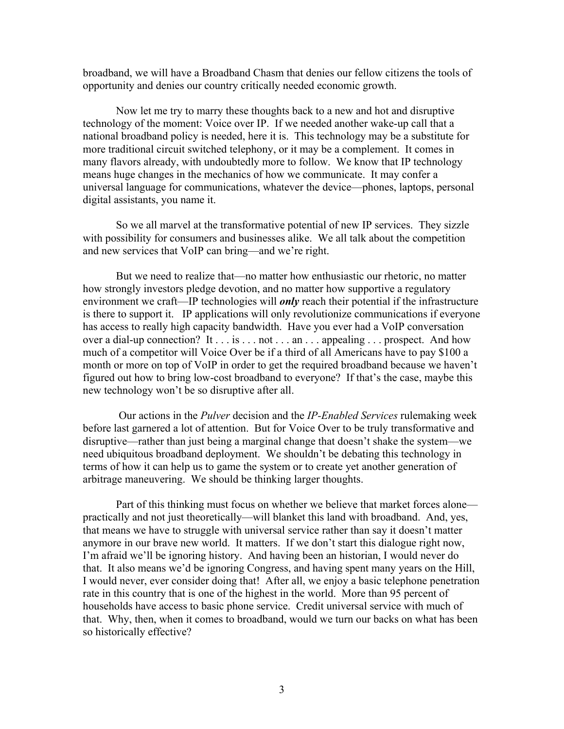broadband, we will have a Broadband Chasm that denies our fellow citizens the tools of opportunity and denies our country critically needed economic growth.

Now let me try to marry these thoughts back to a new and hot and disruptive technology of the moment: Voice over IP. If we needed another wake-up call that a national broadband policy is needed, here it is. This technology may be a substitute for more traditional circuit switched telephony, or it may be a complement. It comes in many flavors already, with undoubtedly more to follow. We know that IP technology means huge changes in the mechanics of how we communicate. It may confer a universal language for communications, whatever the device—phones, laptops, personal digital assistants, you name it.

So we all marvel at the transformative potential of new IP services. They sizzle with possibility for consumers and businesses alike. We all talk about the competition and new services that VoIP can bring—and we're right.

But we need to realize that—no matter how enthusiastic our rhetoric, no matter how strongly investors pledge devotion, and no matter how supportive a regulatory environment we craft—IP technologies will ***only*** reach their potential if the infrastructure is there to support it. IP applications will only revolutionize communications if everyone has access to really high capacity bandwidth. Have you ever had a VoIP conversation over a dial-up connection? It . . . is . . . not . . . an . . . appealing . . . prospect. And how much of a competitor will Voice Over be if a third of all Americans have to pay $100 a month or more on top of VoIP in order to get the required broadband because we haven't figured out how to bring low-cost broadband to everyone? If that's the case, maybe this new technology won't be so disruptive after all.

Our actions in the *Pulver* decision and the *IP-Enabled Services* rulemaking week before last garnered a lot of attention. But for Voice Over to be truly transformative and disruptive—rather than just being a marginal change that doesn't shake the system—we need ubiquitous broadband deployment. We shouldn't be debating this technology in terms of how it can help us to game the system or to create yet another generation of arbitrage maneuvering. We should be thinking larger thoughts.

Part of this thinking must focus on whether we believe that market forces alone—practically and not just theoretically—will blanket this land with broadband. And, yes, that means we have to struggle with universal service rather than say it doesn't matter anymore in our brave new world. It matters. If we don't start this dialogue right now, I'm afraid we'll be ignoring history. And having been an historian, I would never do that. It also means we'd be ignoring Congress, and having spent many years on the Hill, I would never, ever consider doing that! After all, we enjoy a basic telephone penetration rate in this country that is one of the highest in the world. More than 95 percent of households have access to basic phone service. Credit universal service with much of that. Why, then, when it comes to broadband, would we turn our backs on what has been so historically effective?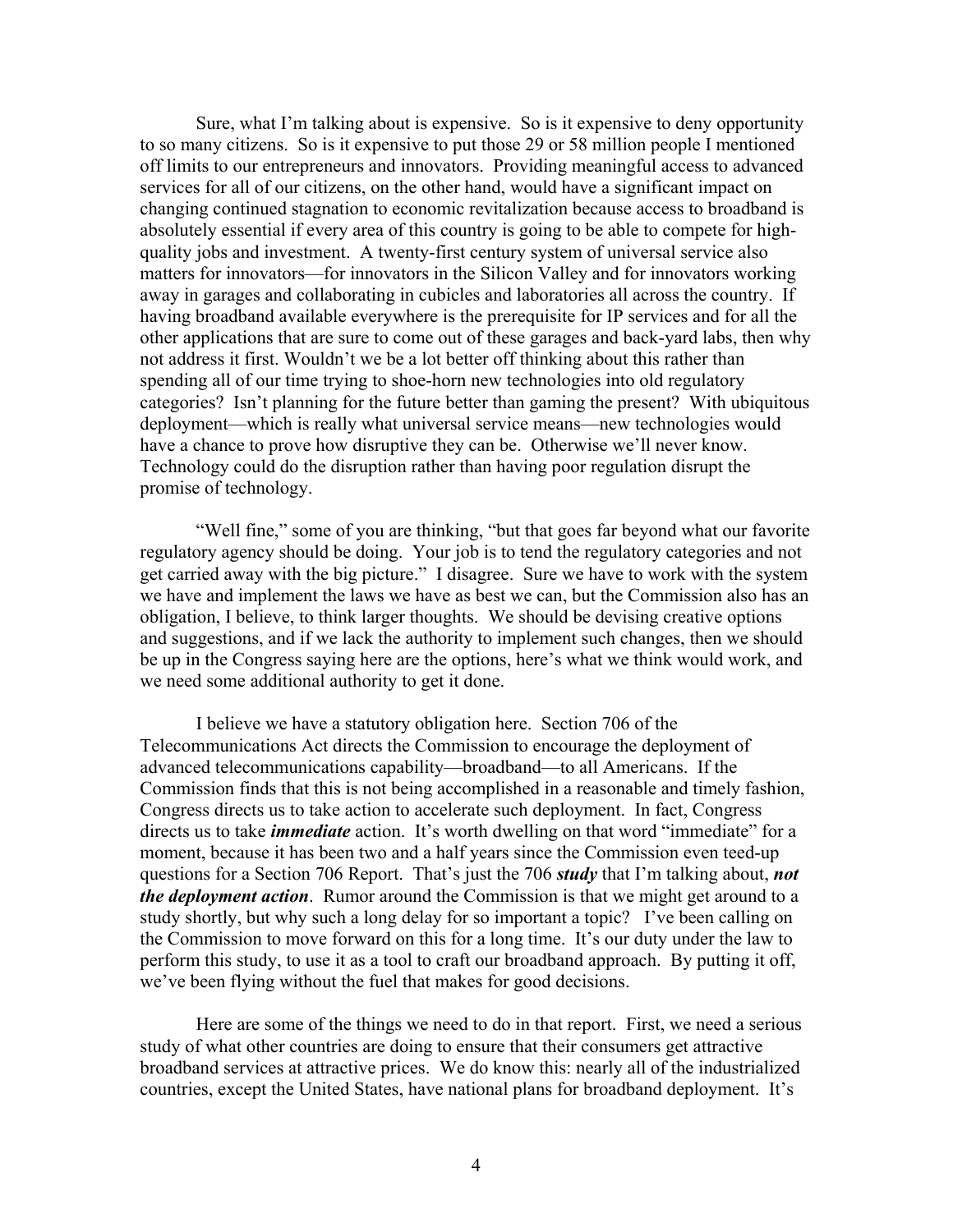Sure, what I'm talking about is expensive. So is it expensive to deny opportunity to so many citizens. So is it expensive to put those 29 or 58 million people I mentioned off limits to our entrepreneurs and innovators. Providing meaningful access to advanced services for all of our citizens, on the other hand, would have a significant impact on changing continued stagnation to economic revitalization because access to broadband is absolutely essential if every area of this country is going to be able to compete for high-quality jobs and investment. A twenty-first century system of universal service also matters for innovators—for innovators in the Silicon Valley and for innovators working away in garages and collaborating in cubicles and laboratories all across the country. If having broadband available everywhere is the prerequisite for IP services and for all the other applications that are sure to come out of these garages and back-yard labs, then why not address it first. Wouldn't we be a lot better off thinking about this rather than spending all of our time trying to shoe-horn new technologies into old regulatory categories? Isn't planning for the future better than gaming the present? With ubiquitous deployment—which is really what universal service means—new technologies would have a chance to prove how disruptive they can be. Otherwise we'll never know. Technology could do the disruption rather than having poor regulation disrupt the promise of technology.

"Well fine," some of you are thinking, "but that goes far beyond what our favorite regulatory agency should be doing. Your job is to tend the regulatory categories and not get carried away with the big picture." I disagree. Sure we have to work with the system we have and implement the laws we have as best we can, but the Commission also has an obligation, I believe, to think larger thoughts. We should be devising creative options and suggestions, and if we lack the authority to implement such changes, then we should be up in the Congress saying here are the options, here's what we think would work, and we need some additional authority to get it done.

I believe we have a statutory obligation here. Section 706 of the Telecommunications Act directs the Commission to encourage the deployment of advanced telecommunications capability—broadband—to all Americans. If the Commission finds that this is not being accomplished in a reasonable and timely fashion, Congress directs us to take action to accelerate such deployment. In fact, Congress directs us to take ***immediate*** action. It's worth dwelling on that word "immediate" for a moment, because it has been two and a half years since the Commission even teed-up questions for a Section 706 Report. That's just the 706 ***study*** that I'm talking about, ***not the deployment action***. Rumor around the Commission is that we might get around to a study shortly, but why such a long delay for so important a topic? I've been calling on the Commission to move forward on this for a long time. It's our duty under the law to perform this study, to use it as a tool to craft our broadband approach. By putting it off, we've been flying without the fuel that makes for good decisions.

Here are some of the things we need to do in that report. First, we need a serious study of what other countries are doing to ensure that their consumers get attractive broadband services at attractive prices. We do know this: nearly all of the industrialized countries, except the United States, have national plans for broadband deployment. It's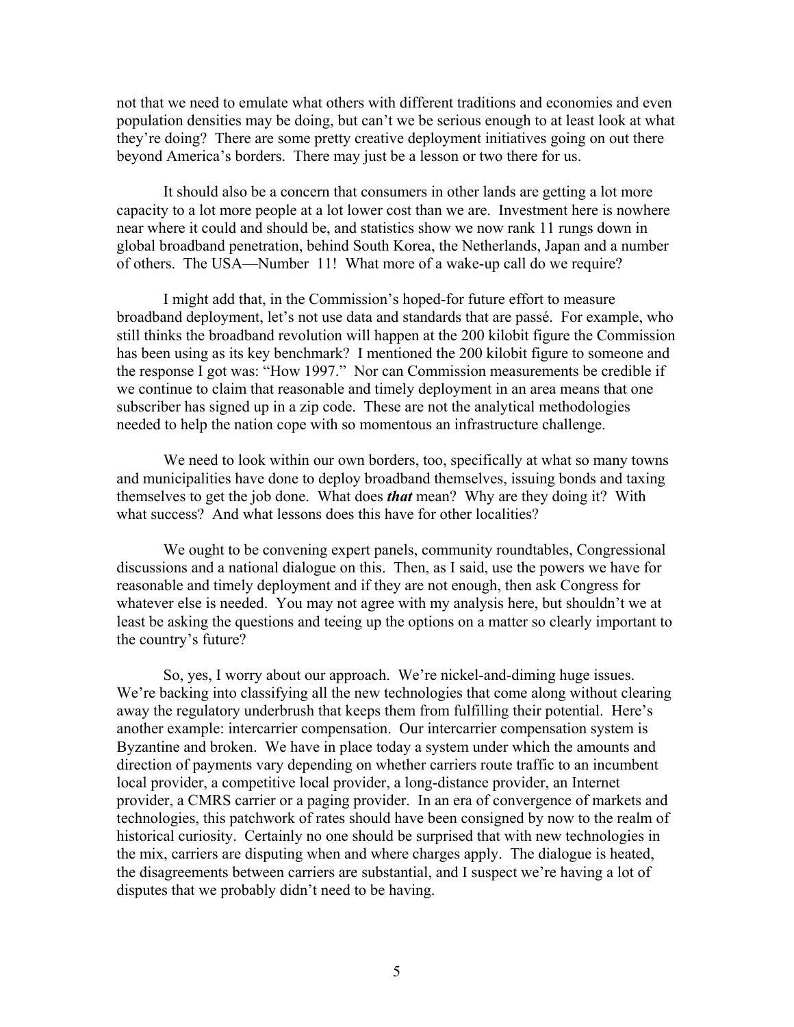not that we need to emulate what others with different traditions and economies and even population densities may be doing, but can't we be serious enough to at least look at what they're doing? There are some pretty creative deployment initiatives going on out there beyond America's borders. There may just be a lesson or two there for us.

It should also be a concern that consumers in other lands are getting a lot more capacity to a lot more people at a lot lower cost than we are. Investment here is nowhere near where it could and should be, and statistics show we now rank 11 rungs down in global broadband penetration, behind South Korea, the Netherlands, Japan and a number of others. The USA—Number 11! What more of a wake-up call do we require?

I might add that, in the Commission's hoped-for future effort to measure broadband deployment, let's not use data and standards that are passé. For example, who still thinks the broadband revolution will happen at the 200 kilobit figure the Commission has been using as its key benchmark? I mentioned the 200 kilobit figure to someone and the response I got was: "How 1997." Nor can Commission measurements be credible if we continue to claim that reasonable and timely deployment in an area means that one subscriber has signed up in a zip code. These are not the analytical methodologies needed to help the nation cope with so momentous an infrastructure challenge.

We need to look within our own borders, too, specifically at what so many towns and municipalities have done to deploy broadband themselves, issuing bonds and taxing themselves to get the job done. What does ***that*** mean? Why are they doing it? With what success? And what lessons does this have for other localities?

We ought to be convening expert panels, community roundtables, Congressional discussions and a national dialogue on this. Then, as I said, use the powers we have for reasonable and timely deployment and if they are not enough, then ask Congress for whatever else is needed. You may not agree with my analysis here, but shouldn't we at least be asking the questions and teeing up the options on a matter so clearly important to the country's future?

So, yes, I worry about our approach. We're nickel-and-diming huge issues. We're backing into classifying all the new technologies that come along without clearing away the regulatory underbrush that keeps them from fulfilling their potential. Here's another example: intercarrier compensation. Our intercarrier compensation system is Byzantine and broken. We have in place today a system under which the amounts and direction of payments vary depending on whether carriers route traffic to an incumbent local provider, a competitive local provider, a long-distance provider, an Internet provider, a CMRS carrier or a paging provider. In an era of convergence of markets and technologies, this patchwork of rates should have been consigned by now to the realm of historical curiosity. Certainly no one should be surprised that with new technologies in the mix, carriers are disputing when and where charges apply. The dialogue is heated, the disagreements between carriers are substantial, and I suspect we're having a lot of disputes that we probably didn't need to be having.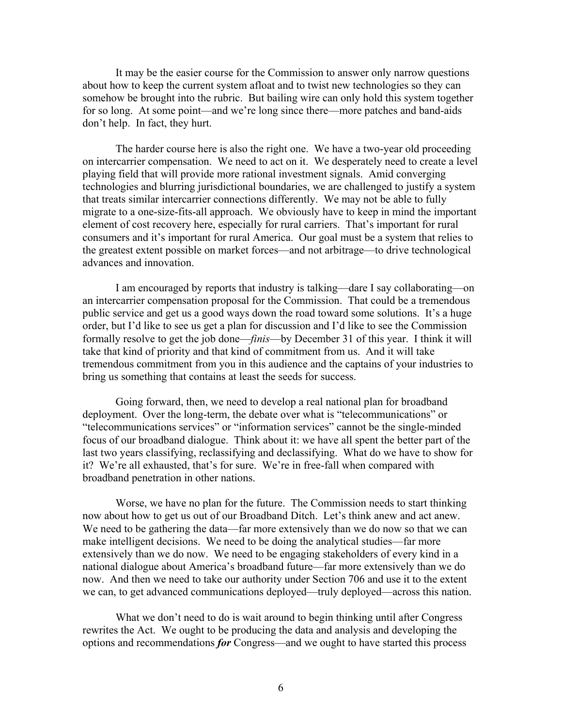It may be the easier course for the Commission to answer only narrow questions about how to keep the current system afloat and to twist new technologies so they can somehow be brought into the rubric. But bailing wire can only hold this system together for so long. At some point—and we're long since there—more patches and band-aids don't help. In fact, they hurt.

The harder course here is also the right one. We have a two-year old proceeding on intercarrier compensation. We need to act on it. We desperately need to create a level playing field that will provide more rational investment signals. Amid converging technologies and blurring jurisdictional boundaries, we are challenged to justify a system that treats similar intercarrier connections differently. We may not be able to fully migrate to a one-size-fits-all approach. We obviously have to keep in mind the important element of cost recovery here, especially for rural carriers. That's important for rural consumers and it's important for rural America. Our goal must be a system that relies to the greatest extent possible on market forces—and not arbitrage—to drive technological advances and innovation.

I am encouraged by reports that industry is talking—dare I say collaborating—on an intercarrier compensation proposal for the Commission. That could be a tremendous public service and get us a good ways down the road toward some solutions. It's a huge order, but I'd like to see us get a plan for discussion and I'd like to see the Commission formally resolve to get the job done—*finis*—by December 31 of this year. I think it will take that kind of priority and that kind of commitment from us. And it will take tremendous commitment from you in this audience and the captains of your industries to bring us something that contains at least the seeds for success.

Going forward, then, we need to develop a real national plan for broadband deployment. Over the long-term, the debate over what is "telecommunications" or "telecommunications services" or "information services" cannot be the single-minded focus of our broadband dialogue. Think about it: we have all spent the better part of the last two years classifying, reclassifying and declassifying. What do we have to show for it? We're all exhausted, that's for sure. We're in free-fall when compared with broadband penetration in other nations.

Worse, we have no plan for the future. The Commission needs to start thinking now about how to get us out of our Broadband Ditch. Let's think anew and act anew. We need to be gathering the data—far more extensively than we do now so that we can make intelligent decisions. We need to be doing the analytical studies—far more extensively than we do now. We need to be engaging stakeholders of every kind in a national dialogue about America's broadband future—far more extensively than we do now. And then we need to take our authority under Section 706 and use it to the extent we can, to get advanced communications deployed—truly deployed—across this nation.

What we don't need to do is wait around to begin thinking until after Congress rewrites the Act. We ought to be producing the data and analysis and developing the options and recommendations ***for*** Congress—and we ought to have started this process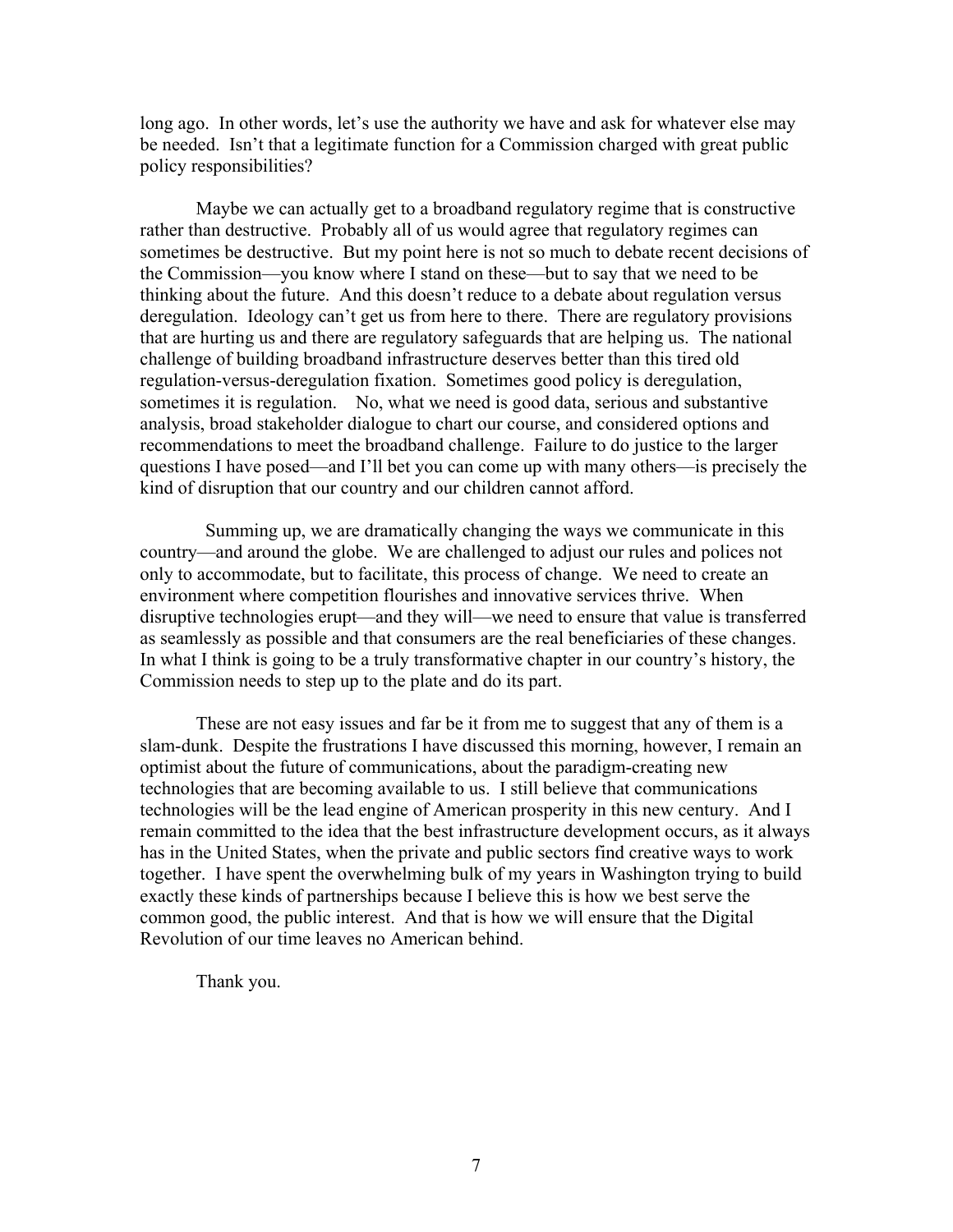long ago. In other words, let's use the authority we have and ask for whatever else may be needed. Isn't that a legitimate function for a Commission charged with great public policy responsibilities?

Maybe we can actually get to a broadband regulatory regime that is constructive rather than destructive. Probably all of us would agree that regulatory regimes can sometimes be destructive. But my point here is not so much to debate recent decisions of the Commission—you know where I stand on these—but to say that we need to be thinking about the future. And this doesn't reduce to a debate about regulation versus deregulation. Ideology can't get us from here to there. There are regulatory provisions that are hurting us and there are regulatory safeguards that are helping us. The national challenge of building broadband infrastructure deserves better than this tired old regulation-versus-deregulation fixation. Sometimes good policy is deregulation, sometimes it is regulation. No, what we need is good data, serious and substantive analysis, broad stakeholder dialogue to chart our course, and considered options and recommendations to meet the broadband challenge. Failure to do justice to the larger questions I have posed—and I'll bet you can come up with many others—is precisely the kind of disruption that our country and our children cannot afford.

Summing up, we are dramatically changing the ways we communicate in this country—and around the globe. We are challenged to adjust our rules and polices not only to accommodate, but to facilitate, this process of change. We need to create an environment where competition flourishes and innovative services thrive. When disruptive technologies erupt—and they will—we need to ensure that value is transferred as seamlessly as possible and that consumers are the real beneficiaries of these changes. In what I think is going to be a truly transformative chapter in our country's history, the Commission needs to step up to the plate and do its part.

These are not easy issues and far be it from me to suggest that any of them is a slam-dunk. Despite the frustrations I have discussed this morning, however, I remain an optimist about the future of communications, about the paradigm-creating new technologies that are becoming available to us. I still believe that communications technologies will be the lead engine of American prosperity in this new century. And I remain committed to the idea that the best infrastructure development occurs, as it always has in the United States, when the private and public sectors find creative ways to work together. I have spent the overwhelming bulk of my years in Washington trying to build exactly these kinds of partnerships because I believe this is how we best serve the common good, the public interest. And that is how we will ensure that the Digital Revolution of our time leaves no American behind.

Thank you.